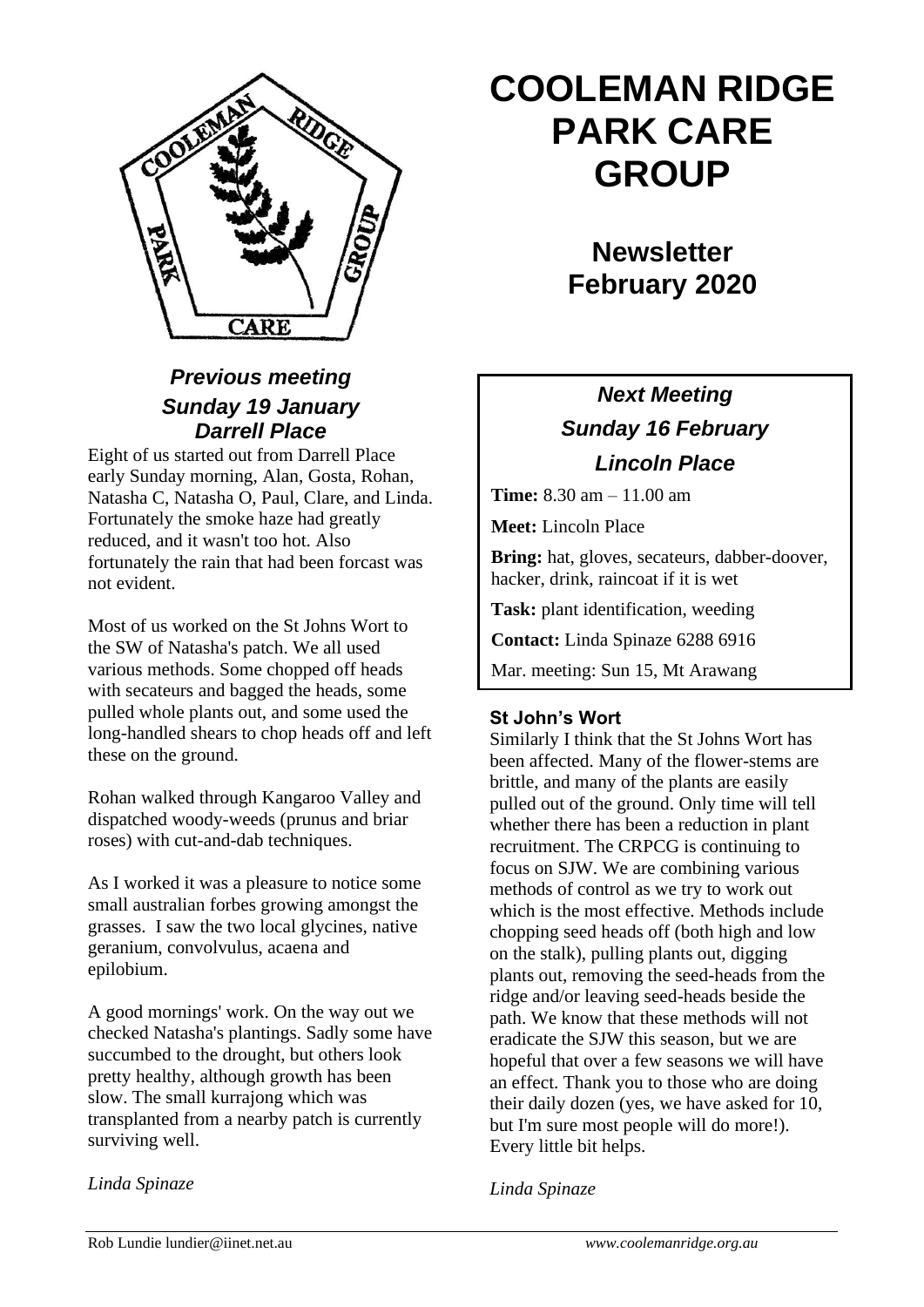# COOLEMAN RIDGE PARK CARE GROUP

## Newsletter February 2020

### *Previous meeting Sunday 19 January Darrell Place*

Eight of us started out from Darrell Place early Sunday morning, Alan, Gosta, Rohan, Natasha C, Natasha O, Paul, Clare, and Linda. Fortunately the smoke haze had greatly reduced, and it wasn't too hot. Also fortunately the rain that had been forcast was not evident.

Most of us worked on the St Johns Wort to the SW of Natasha's patch. We all used various methods. Some chopped off heads with secateurs and bagged the heads, some pulled whole plants out, and some used the long-handled shears to chop heads off and left these on the ground.

Rohan walked through Kangaroo Valley and dispatched woody-weeds (prunus and briar roses) with cut-and-dab techniques.

As I worked it was a pleasure to notice some small australian forbes growing amongst the grasses. I saw the two local glycines, native geranium, convolvulus, acaena and epilobium.

A good mornings' work. On the way out we checked Natasha's plantings. Sadly some have succumbed to the drought, but others look pretty healthy, although growth has been slow. The small kurrajong which was transplanted from a nearby patch is currently surviving well.

*Linda Spinaze*

### *Next Meeting*
### *Sunday 16 February*
### *Lincoln Place*

**Time:** 8.30 am – 11.00 am

**Meet:** Lincoln Place

**Bring:** hat, gloves, secateurs, dabber-doover, hacker, drink, raincoat if it is wet

**Task:** plant identification, weeding

**Contact:** Linda Spinaze 6288 6916

Mar. meeting: Sun 15, Mt Arawang

### St John's Wort

Similarly I think that the St Johns Wort has been affected. Many of the flower-stems are brittle, and many of the plants are easily pulled out of the ground. Only time will tell whether there has been a reduction in plant recruitment. The CRPCG is continuing to focus on SJW. We are combining various methods of control as we try to work out which is the most effective. Methods include chopping seed heads off (both high and low on the stalk), pulling plants out, digging plants out, removing the seed-heads from the ridge and/or leaving seed-heads beside the path. We know that these methods will not eradicate the SJW this season, but we are hopeful that over a few seasons we will have an effect. Thank you to those who are doing their daily dozen (yes, we have asked for 10, but I'm sure most people will do more!). Every little bit helps.

*Linda Spinaze*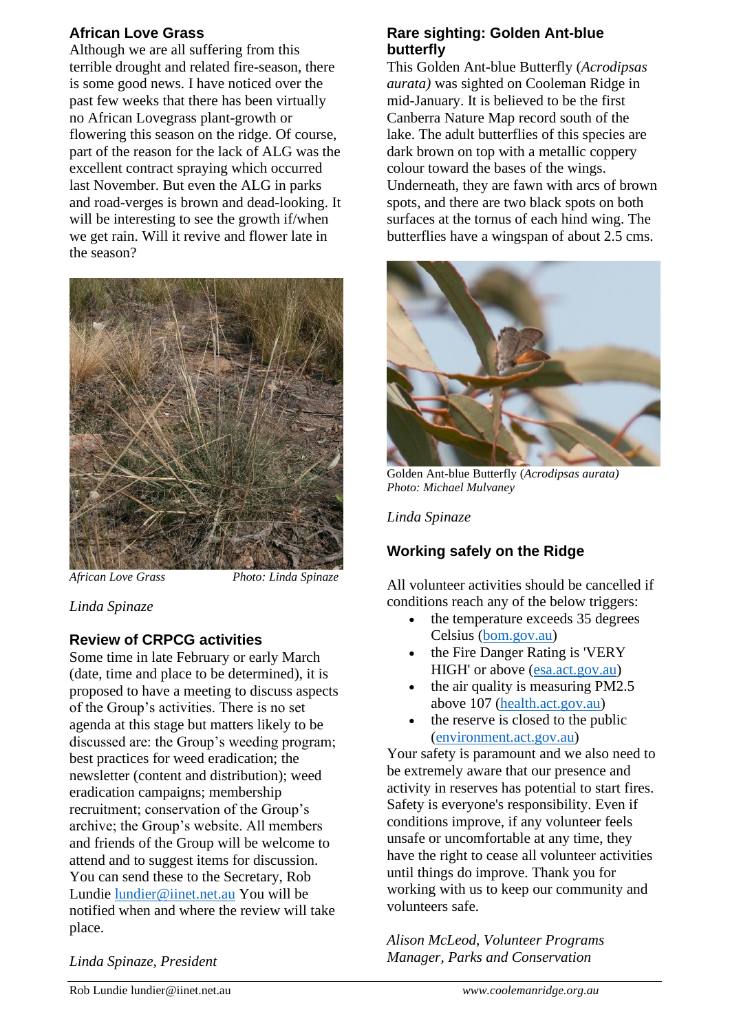## African Love Grass

Although we are all suffering from this terrible drought and related fire-season, there is some good news. I have noticed over the past few weeks that there has been virtually no African Lovegrass plant-growth or flowering this season on the ridge. Of course, part of the reason for the lack of ALG was the excellent contract spraying which occurred last November. But even the ALG in parks and road-verges is brown and dead-looking. It will be interesting to see the growth if/when we get rain. Will it revive and flower late in the season?

*African Love Grass* *Photo: Linda Spinaze*

*Linda Spinaze*

## Review of CRPCG activities

Some time in late February or early March (date, time and place to be determined), it is proposed to have a meeting to discuss aspects of the Group's activities. There is no set agenda at this stage but matters likely to be discussed are: the Group's weeding program; best practices for weed eradication; the newsletter (content and distribution); weed eradication campaigns; membership recruitment; conservation of the Group's archive; the Group's website. All members and friends of the Group will be welcome to attend and to suggest items for discussion. You can send these to the Secretary, Rob Lundie lundier@iinet.net.au You will be notified when and where the review will take place.

*Linda Spinaze, President*

## Rare sighting: Golden Ant-blue butterfly

This Golden Ant-blue Butterfly (*Acrodipsas aurata)* was sighted on Cooleman Ridge in mid-January. It is believed to be the first Canberra Nature Map record south of the lake. The adult butterflies of this species are dark brown on top with a metallic coppery colour toward the bases of the wings. Underneath, they are fawn with arcs of brown spots, and there are two black spots on both surfaces at the tornus of each hind wing. The butterflies have a wingspan of about 2.5 cms.

Golden Ant-blue Butterfly (*Acrodipsas aurata)*
*Photo: Michael Mulvaney*

*Linda Spinaze*

## Working safely on the Ridge

All volunteer activities should be cancelled if conditions reach any of the below triggers:

- the temperature exceeds 35 degrees Celsius (bom.gov.au)
- the Fire Danger Rating is 'VERY HIGH' or above (esa.act.gov.au)
- the air quality is measuring PM2.5 above 107 (health.act.gov.au)
- the reserve is closed to the public (environment.act.gov.au)

Your safety is paramount and we also need to be extremely aware that our presence and activity in reserves has potential to start fires. Safety is everyone's responsibility. Even if conditions improve, if any volunteer feels unsafe or uncomfortable at any time, they have the right to cease all volunteer activities until things do improve. Thank you for working with us to keep our community and volunteers safe.

*Alison McLeod, Volunteer Programs Manager, Parks and Conservation*